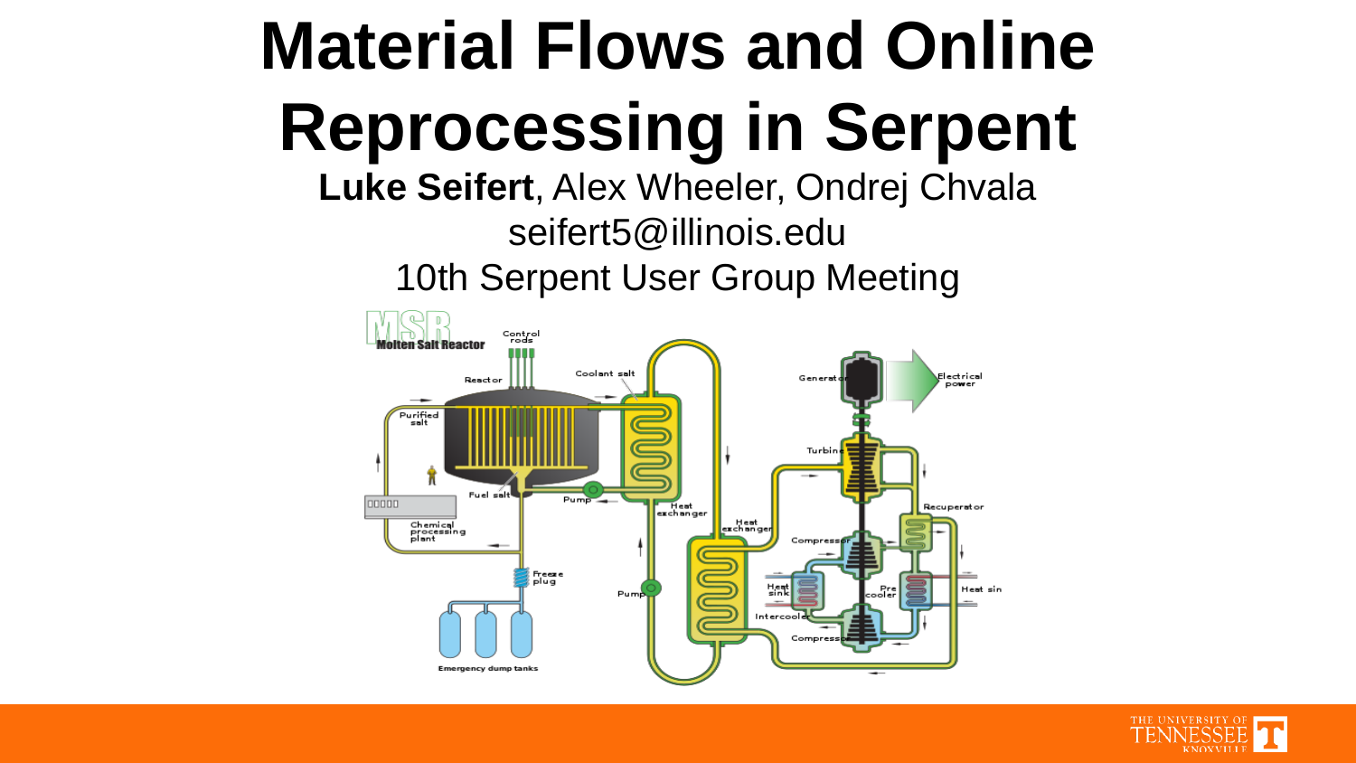# Material Flows and Online Reprocessing in Serpent

**Luke Seifert**, Alex Wheeler, Ondrej Chvala

seifert5@illinois.edu

10th Serpent User Group Meeting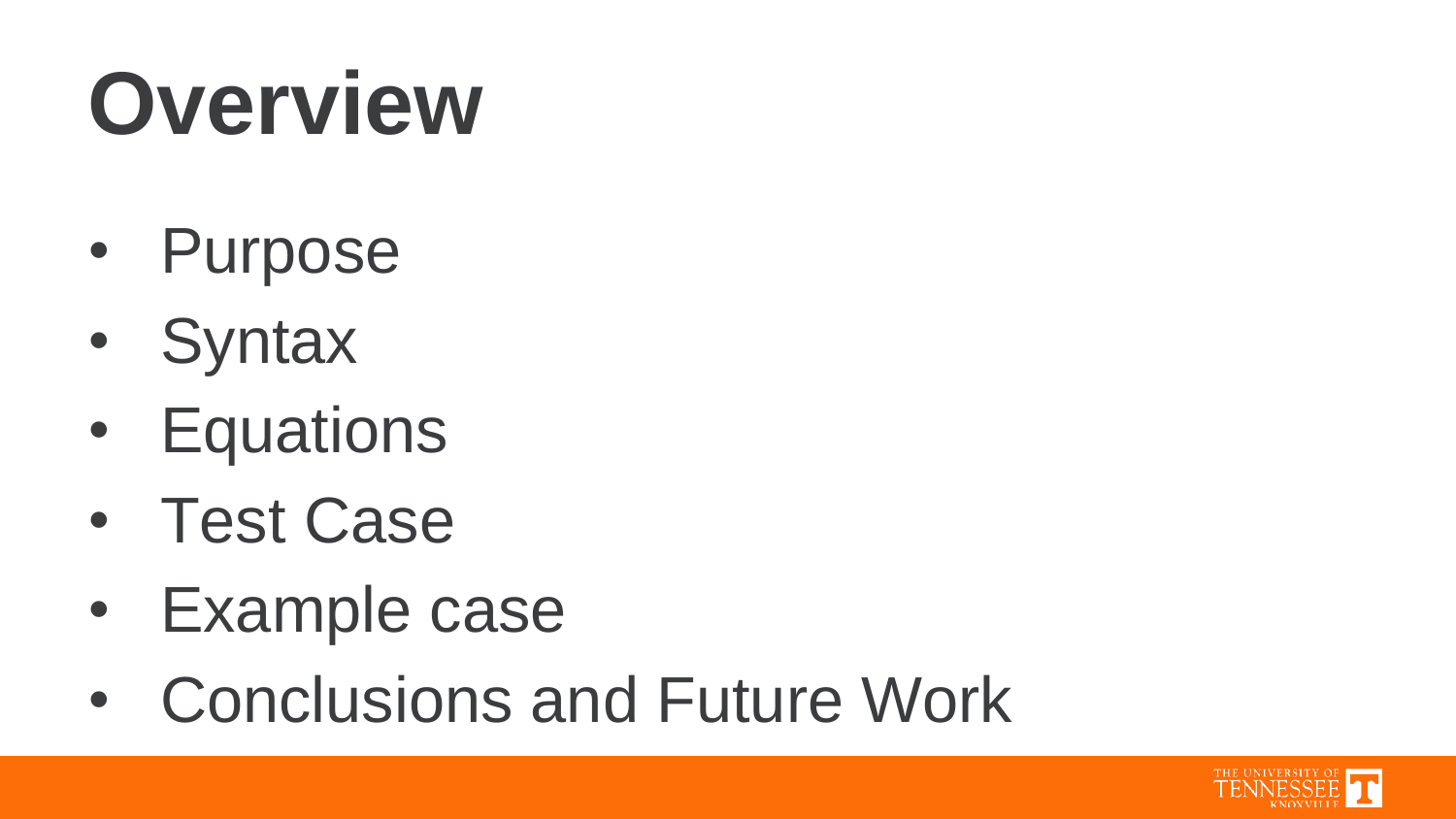# Overview

- Purpose
- Syntax
- Equations
- Test Case
- Example case
- Conclusions and Future Work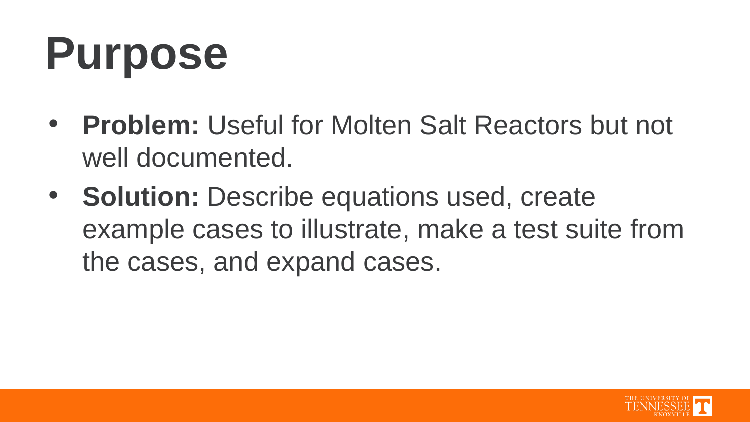# Purpose

- **Problem:** Useful for Molten Salt Reactors but not well documented.
- **Solution:** Describe equations used, create example cases to illustrate, make a test suite from the cases, and expand cases.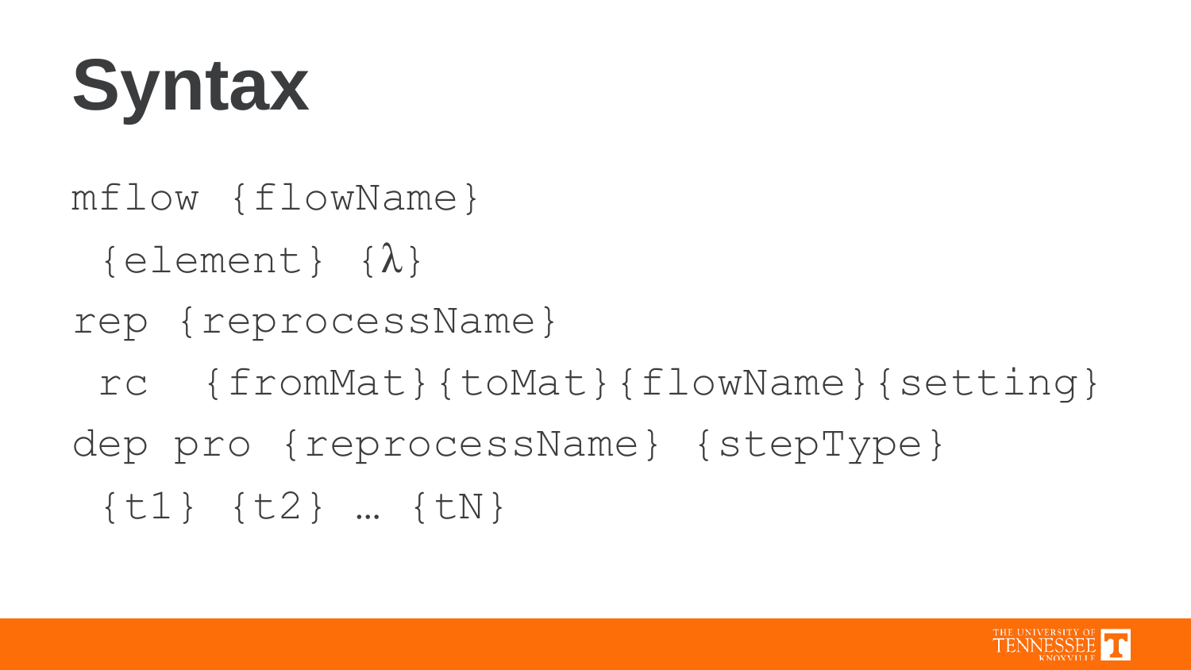# Syntax

```
mflow {flowName}
 {element} {λ}
rep {reprocessName}
 rc  {fromMat}{toMat}{flowName}{setting}
dep pro {reprocessName} {stepType}
 {t1} {t2} … {tN}
```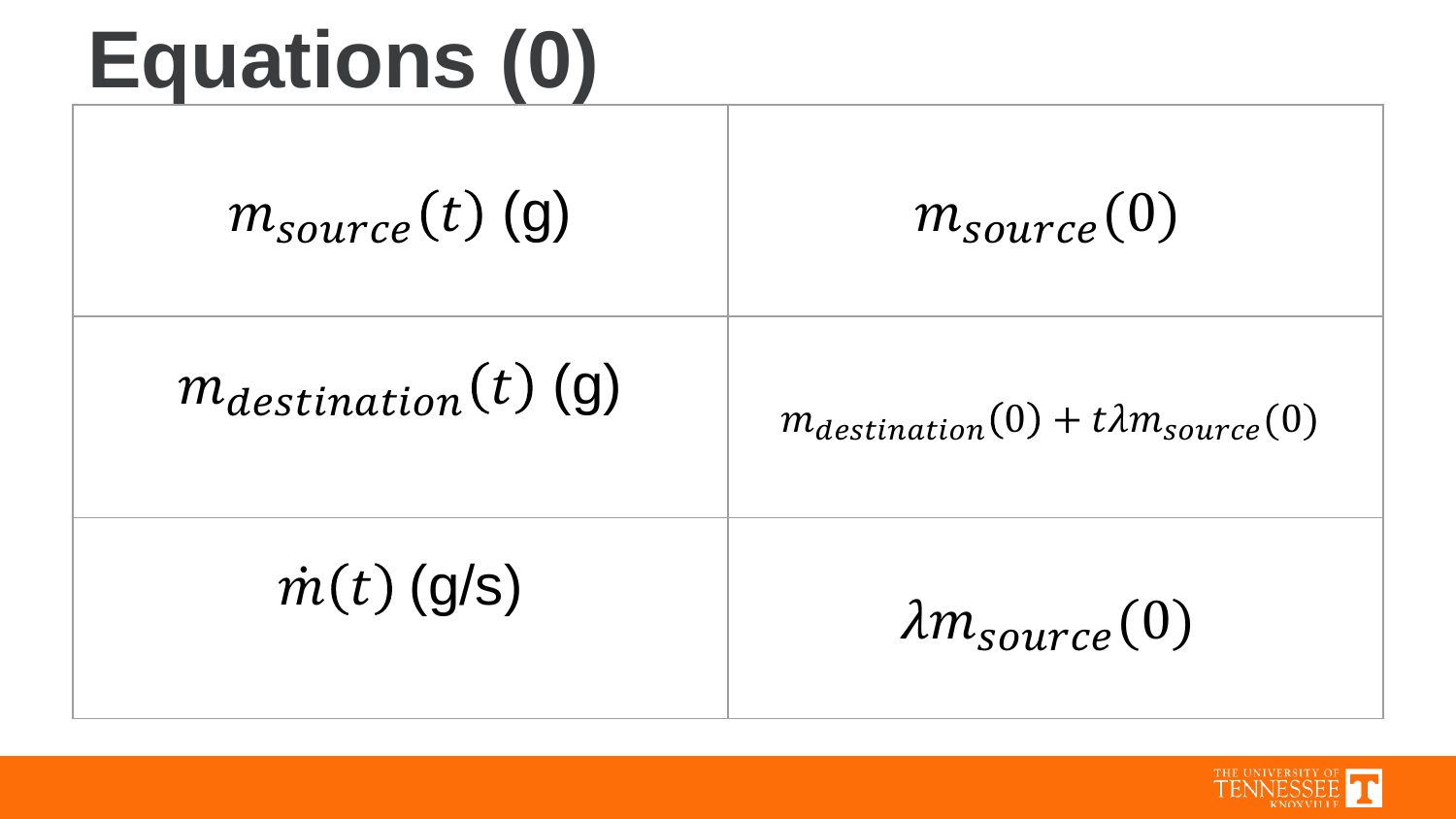# Equations (0)

| | |
|---|---|
| $m_{source}(t)$ (g) | $m_{source}(0)$ |
| $m_{destination}(t)$ (g) | $m_{destination}(0) + t\lambda m_{source}(0)$ |
| $\dot{m}(t)$ (g/s) | $\lambda m_{source}(0)$ |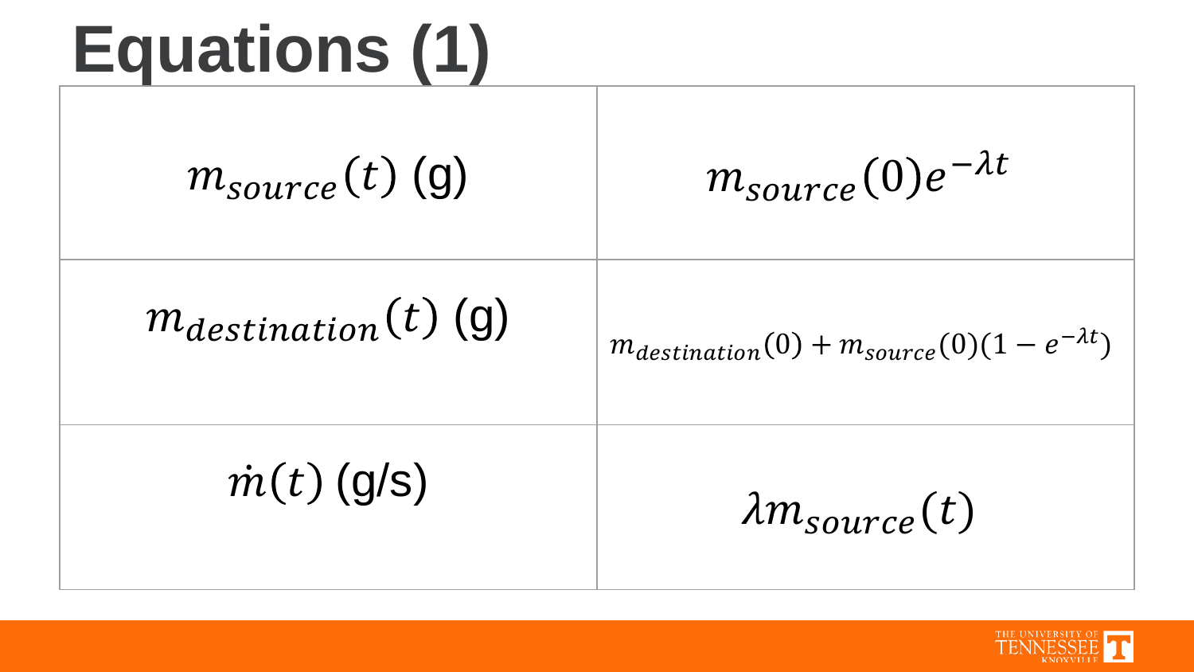# Equations (1)

| | |
|---|---|
| $m_{source}(t)$ (g) | $m_{source}(0)e^{-\lambda t}$ |
| $m_{destination}(t)$ (g) | $m_{destination}(0) + m_{source}(0)(1 - e^{-\lambda t})$ |
| $\dot{m}(t)$ (g/s) | $\lambda m_{source}(t)$ |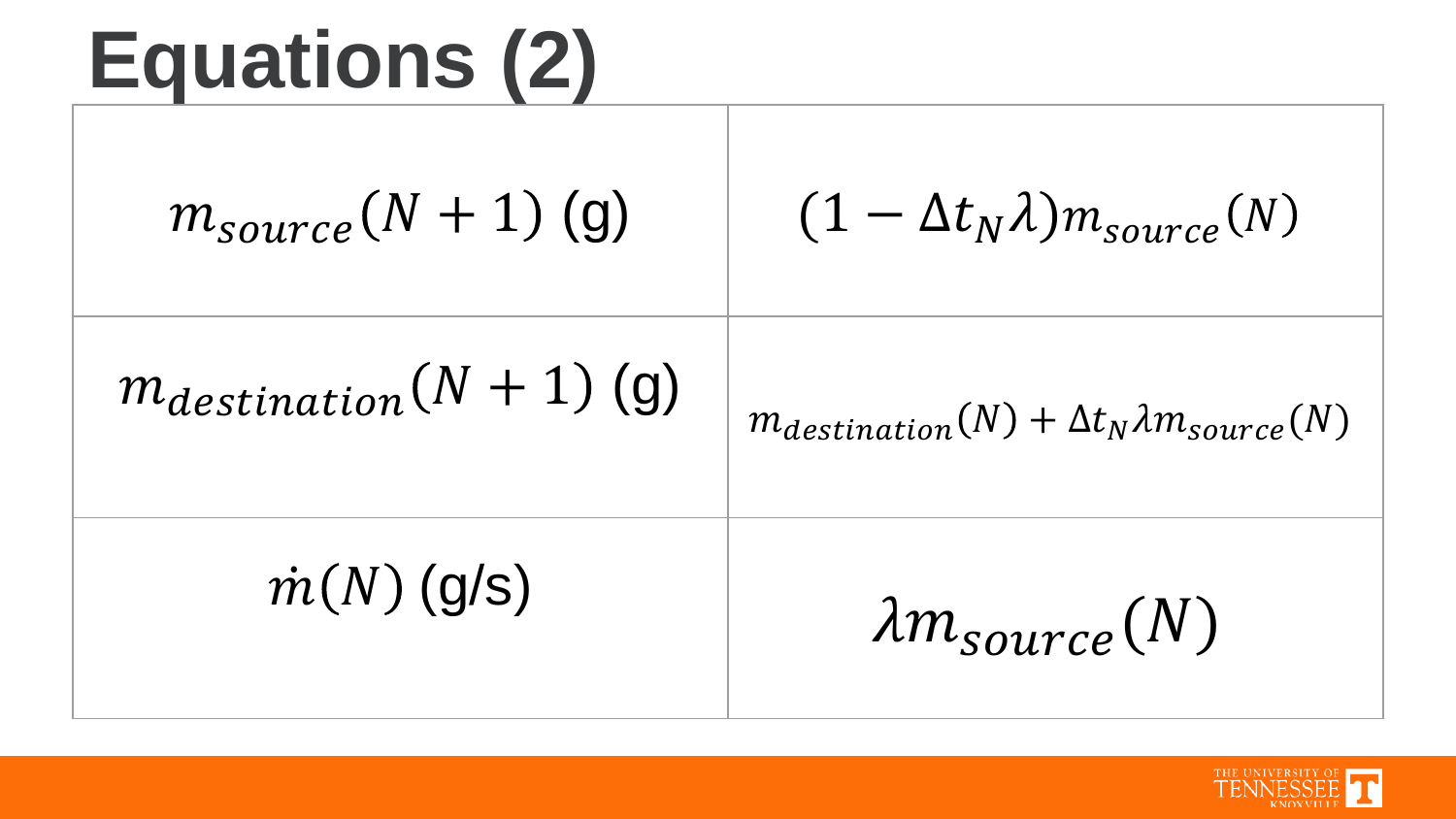# Equations (2)

| | |
|---|---|
| $m_{source}(N+1)$ (g) | $(1-\Delta t_N \lambda) m_{source}(N)$ |
| $m_{destination}(N+1)$ (g) | $m_{destination}(N) + \Delta t_N \lambda m_{source}(N)$ |
| $\dot{m}(N)$ (g/s) | $\lambda m_{source}(N)$ |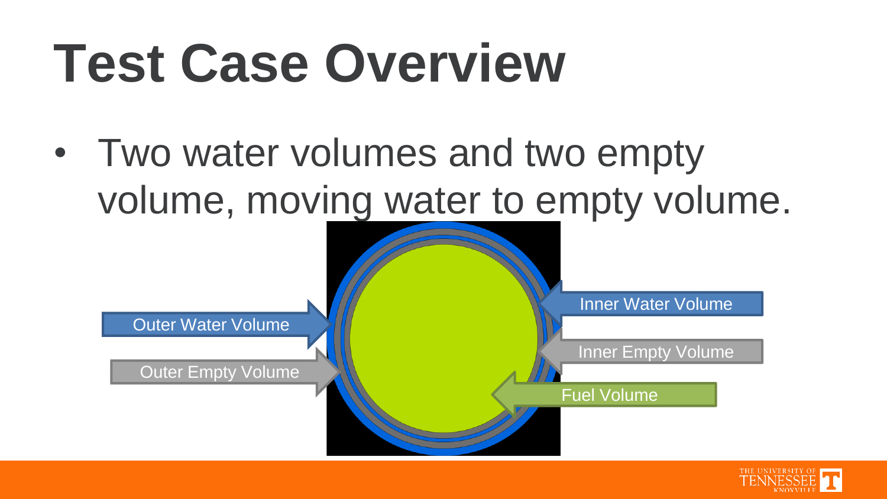# Test Case Overview

- Two water volumes and two empty volume, moving water to empty volume.

Outer Water Volume

Outer Empty Volume

Inner Water Volume

Inner Empty Volume

Fuel Volume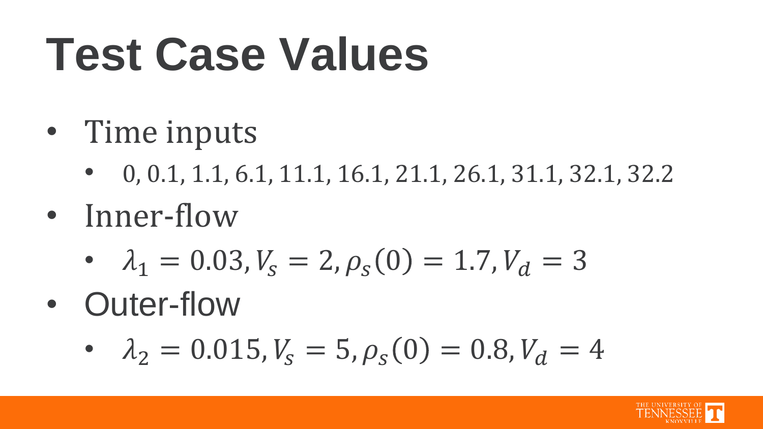# Test Case Values

- Time inputs
  - 0, 0.1, 1.1, 6.1, 11.1, 16.1, 21.1, 26.1, 31.1, 32.1, 32.2
- Inner-flow
  - $\lambda_1 = 0.03, V_s = 2, \rho_s(0) = 1.7, V_d = 3$
- Outer-flow
  - $\lambda_2 = 0.015, V_s = 5, \rho_s(0) = 0.8, V_d = 4$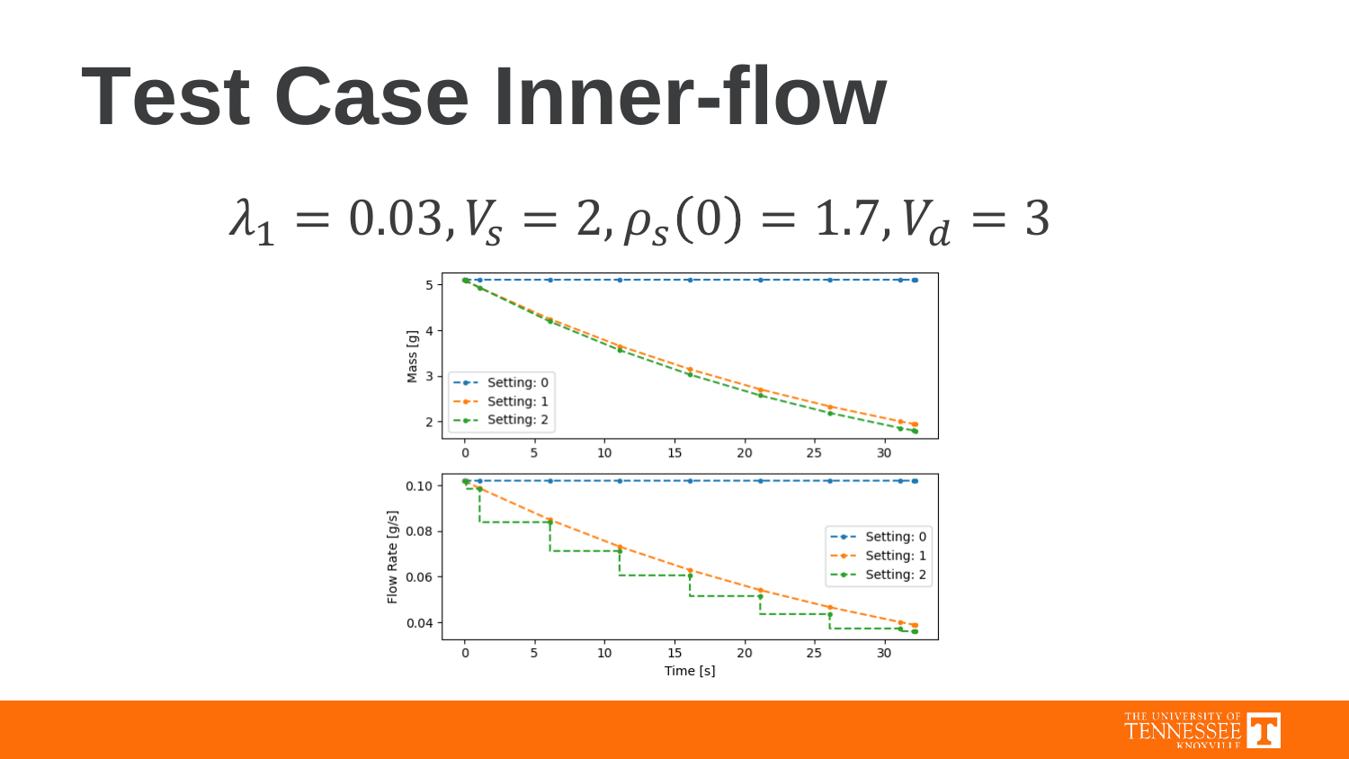# Test Case Inner-flow

$$\lambda_1 = 0.03, V_s = 2, \rho_s(0) = 1.7, V_d = 3$$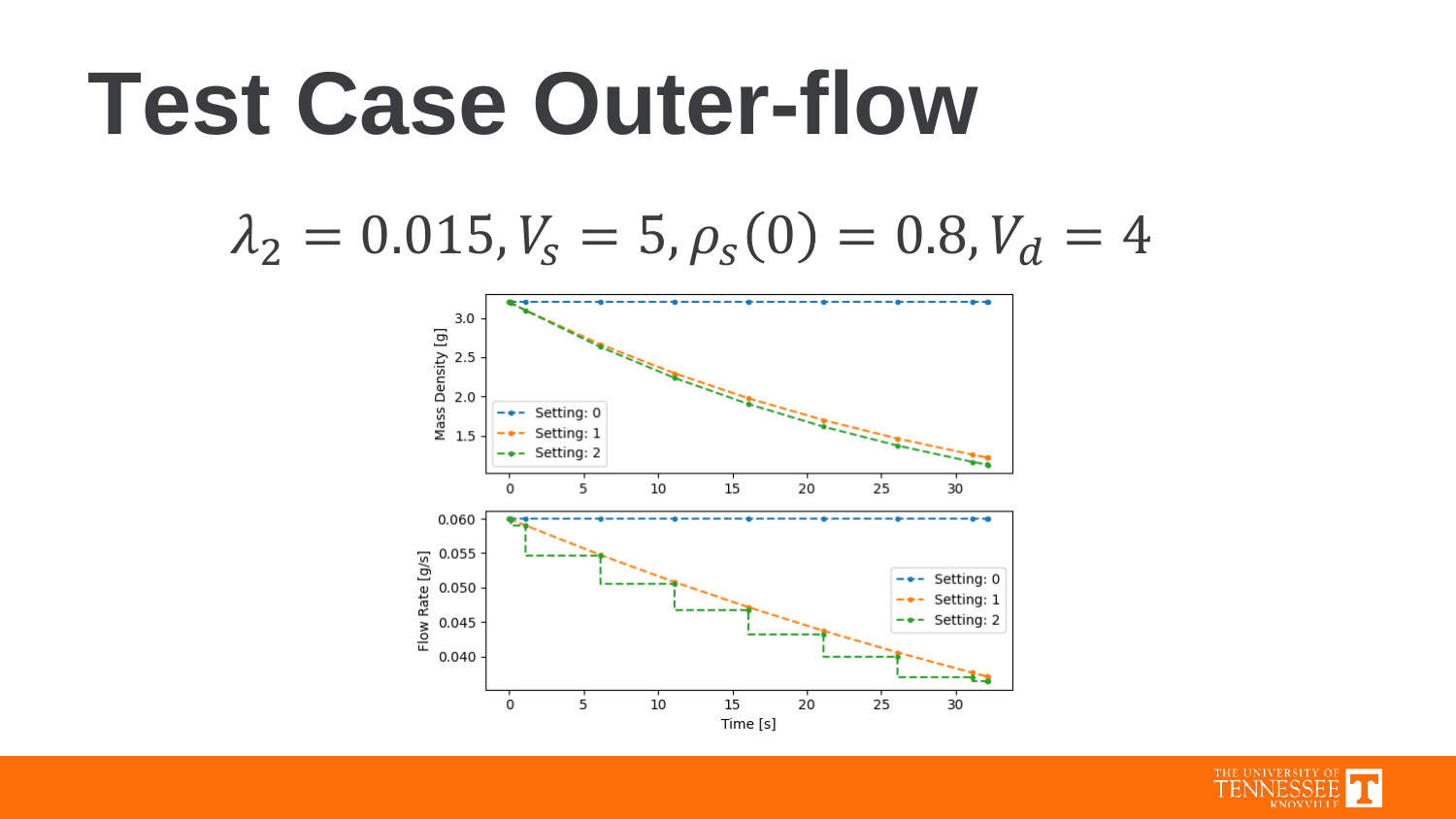# Test Case Outer-flow

$$\lambda_2 = 0.015, V_s = 5, \rho_s(0) = 0.8, V_d = 4$$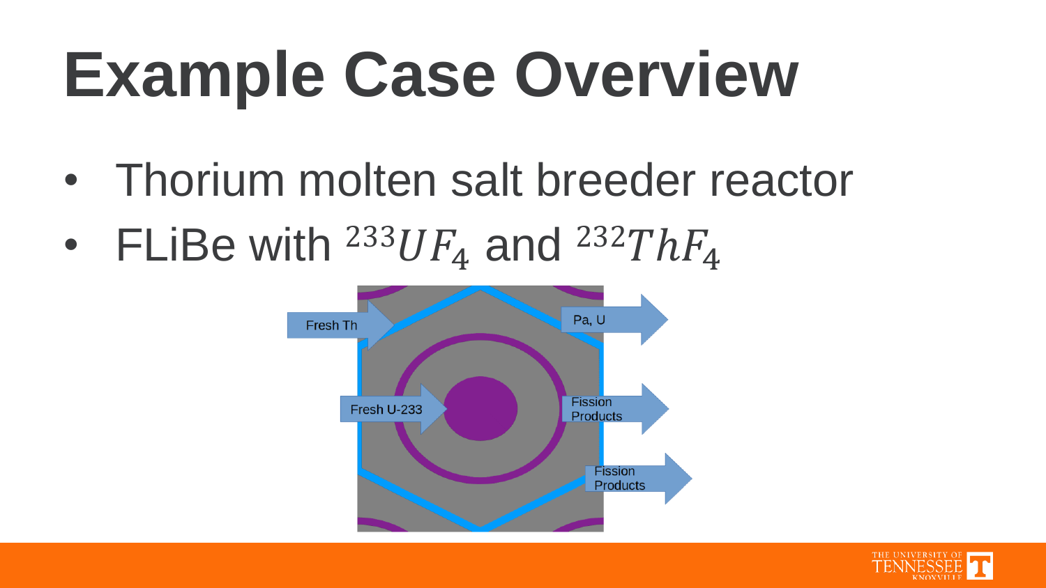# Example Case Overview

- Thorium molten salt breeder reactor
- FLiBe with $^{233}UF_4$ and $^{232}ThF_4$

Fresh Th

Pa, U

Fresh U-233

Fission Products

Fission Products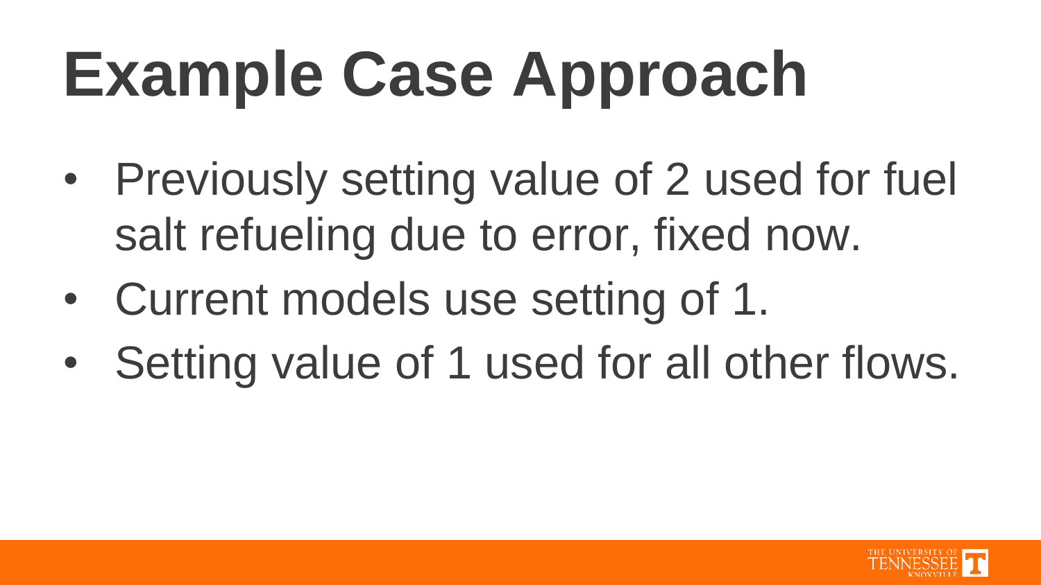# Example Case Approach

- Previously setting value of 2 used for fuel salt refueling due to error, fixed now.
- Current models use setting of 1.
- Setting value of 1 used for all other flows.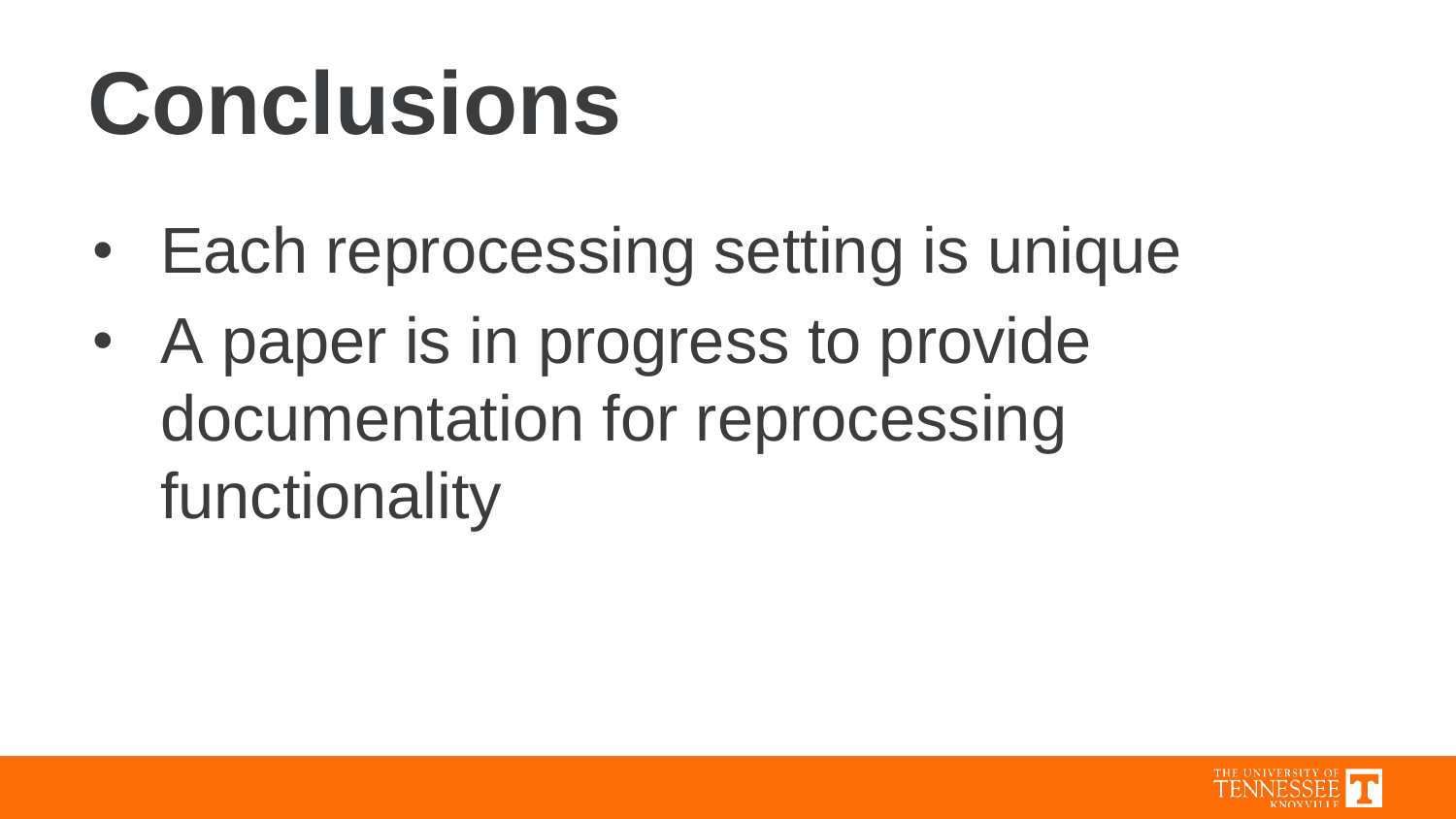# Conclusions

- Each reprocessing setting is unique
- A paper is in progress to provide documentation for reprocessing functionality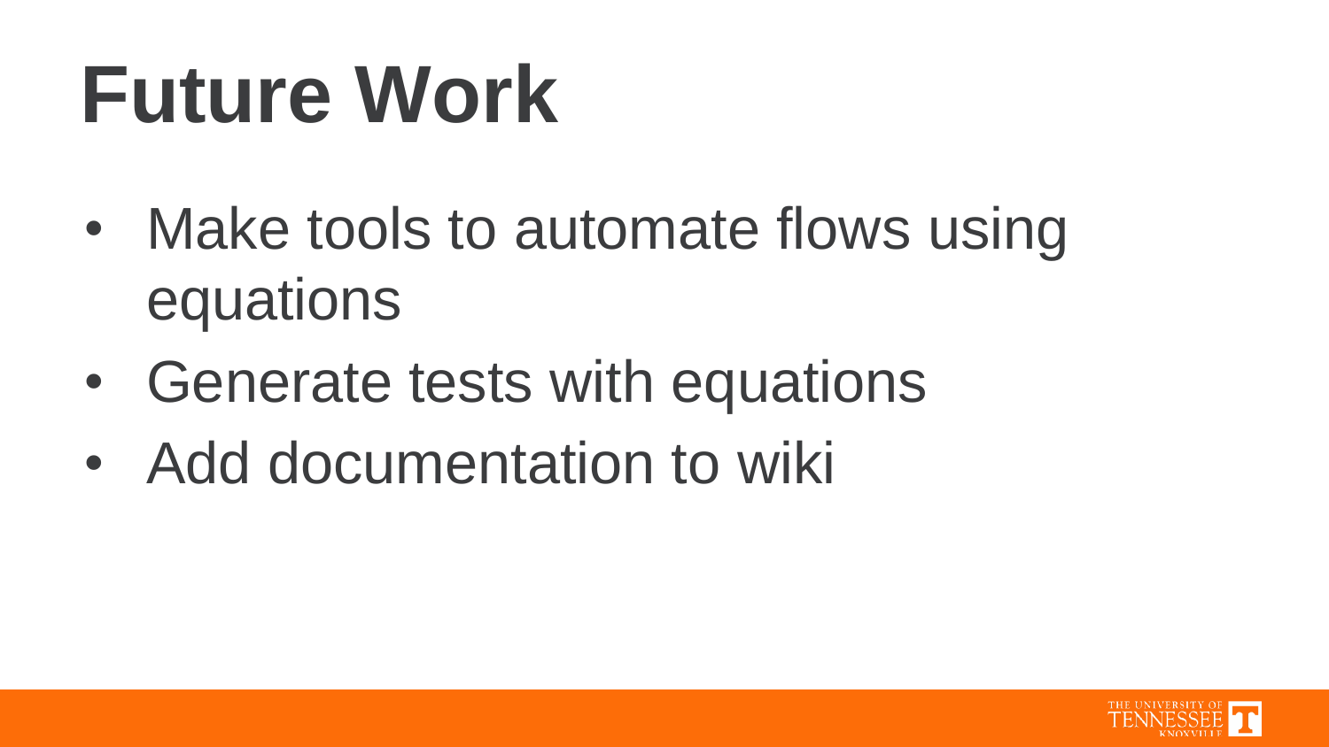# Future Work

- Make tools to automate flows using equations
- Generate tests with equations
- Add documentation to wiki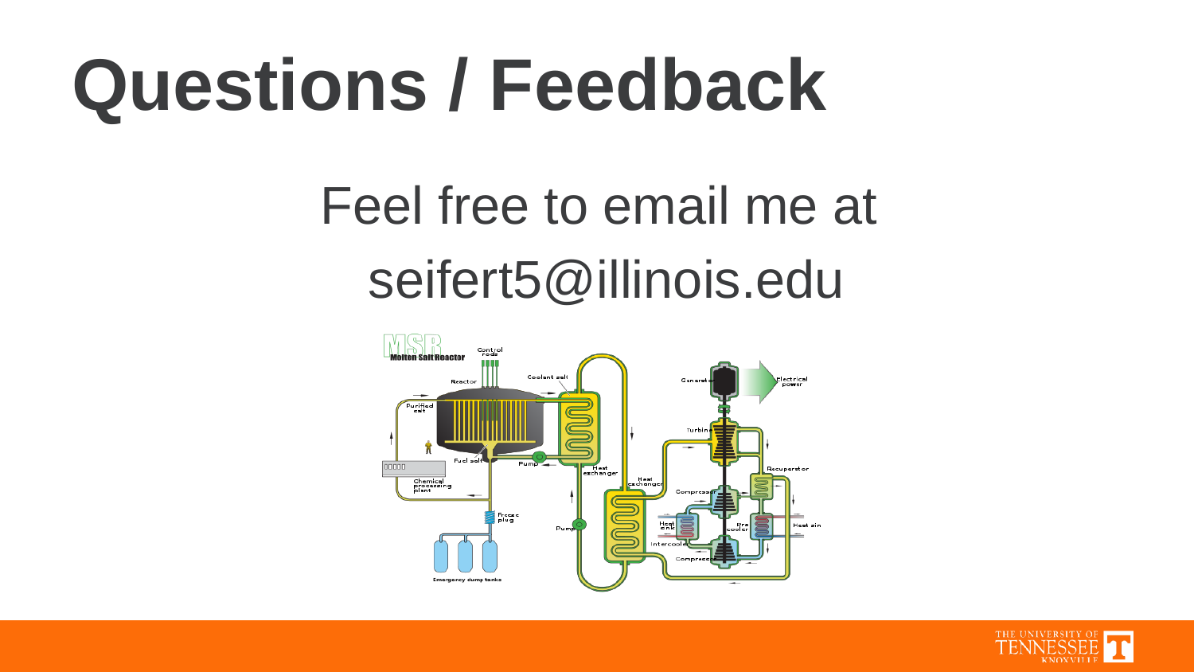# Questions / Feedback

Feel free to email me at
seifert5@illinois.edu